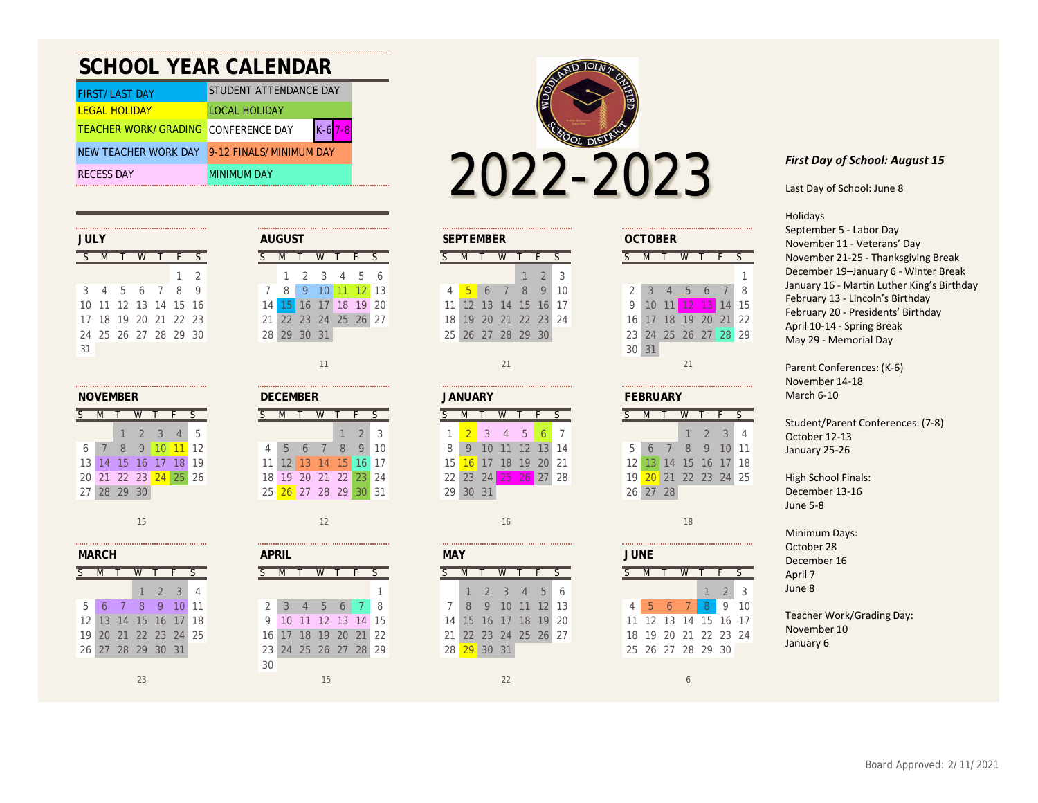# SCHOOL YEAR CALENDAR

| | |
|---|---|
| FIRST/ LAST DAY | STUDENT ATTENDANCE DAY |
| LEGAL HOLIDAY | LOCAL HOLIDAY |
| TEACHER WORK/ GRADING | CONFERENCE DAY K-6 7-8 |
| NEW TEACHER WORK DAY | 9-12 FINALS/ MINIMUM DAY |
| RECESS DAY | MINIMUM DAY |

# 2022-2023

### JULY

| S | M | T | W | T | F | S |
|---|---|---|---|---|---|---|
| | | | | | 1 | 2 |
| 3 | 4 | 5 | 6 | 7 | 8 | 9 |
| 10 | 11 | 12 | 13 | 14 | 15 | 16 |
| 17 | 18 | 19 | 20 | 21 | 22 | 23 |
| 24 | 25 | 26 | 27 | 28 | 29 | 30 |
| 31 | | | | | | |

### AUGUST

| S | M | T | W | T | F | S |
|---|---|---|---|---|---|---|
| | 1 | 2 | 3 | 4 | 5 | 6 |
| 7 | 8 | 9 | 10 | 11 | 12 | 13 |
| 14 | 15 | 16 | 17 | 18 | 19 | 20 |
| 21 | 22 | 23 | 24 | 25 | 26 | 27 |
| 28 | 29 | 30 | 31 | | | |

11

### SEPTEMBER

| S | M | T | W | T | F | S |
|---|---|---|---|---|---|---|
| | | | | 1 | 2 | 3 |
| 4 | 5 | 6 | 7 | 8 | 9 | 10 |
| 11 | 12 | 13 | 14 | 15 | 16 | 17 |
| 18 | 19 | 20 | 21 | 22 | 23 | 24 |
| 25 | 26 | 27 | 28 | 29 | 30 | |

21

### OCTOBER

| S | M | T | W | T | F | S |
|---|---|---|---|---|---|---|
| | | | | | | 1 |
| 2 | 3 | 4 | 5 | 6 | 7 | 8 |
| 9 | 10 | 11 | 12 | 13 | 14 | 15 |
| 16 | 17 | 18 | 19 | 20 | 21 | 22 |
| 23 | 24 | 25 | 26 | 27 | 28 | 29 |
| 30 | 31 | | | | | |

21

### NOVEMBER

| S | M | T | W | T | F | S |
|---|---|---|---|---|---|---|
| | | 1 | 2 | 3 | 4 | 5 |
| 6 | 7 | 8 | 9 | 10 | 11 | 12 |
| 13 | 14 | 15 | 16 | 17 | 18 | 19 |
| 20 | 21 | 22 | 23 | 24 | 25 | 26 |
| 27 | 28 | 29 | 30 | | | |

15

### DECEMBER

| S | M | T | W | T | F | S |
|---|---|---|---|---|---|---|
| | | | | 1 | 2 | 3 |
| 4 | 5 | 6 | 7 | 8 | 9 | 10 |
| 11 | 12 | 13 | 14 | 15 | 16 | 17 |
| 18 | 19 | 20 | 21 | 22 | 23 | 24 |
| 25 | 26 | 27 | 28 | 29 | 30 | 31 |

12

### JANUARY

| S | M | T | W | T | F | S |
|---|---|---|---|---|---|---|
| 1 | 2 | 3 | 4 | 5 | 6 | 7 |
| 8 | 9 | 10 | 11 | 12 | 13 | 14 |
| 15 | 16 | 17 | 18 | 19 | 20 | 21 |
| 22 | 23 | 24 | 25 | 26 | 27 | 28 |
| 29 | 30 | 31 | | | | |

16

### FEBRUARY

| S | M | T | W | T | F | S |
|---|---|---|---|---|---|---|
| | | | 1 | 2 | 3 | 4 |
| 5 | 6 | 7 | 8 | 9 | 10 | 11 |
| 12 | 13 | 14 | 15 | 16 | 17 | 18 |
| 19 | 20 | 21 | 22 | 23 | 24 | 25 |
| 26 | 27 | 28 | | | | |

18

### MARCH

| S | M | T | W | T | F | S |
|---|---|---|---|---|---|---|
| | | | 1 | 2 | 3 | 4 |
| 5 | 6 | 7 | 8 | 9 | 10 | 11 |
| 12 | 13 | 14 | 15 | 16 | 17 | 18 |
| 19 | 20 | 21 | 22 | 23 | 24 | 25 |
| 26 | 27 | 28 | 29 | 30 | 31 | |

23

### APRIL

| S | M | T | W | T | F | S |
|---|---|---|---|---|---|---|
| | | | | | | 1 |
| 2 | 3 | 4 | 5 | 6 | 7 | 8 |
| 9 | 10 | 11 | 12 | 13 | 14 | 15 |
| 16 | 17 | 18 | 19 | 20 | 21 | 22 |
| 23 | 24 | 25 | 26 | 27 | 28 | 29 |
| 30 | | | | | | |

15

### MAY

| S | M | T | W | T | F | S |
|---|---|---|---|---|---|---|
| | 1 | 2 | 3 | 4 | 5 | 6 |
| 7 | 8 | 9 | 10 | 11 | 12 | 13 |
| 14 | 15 | 16 | 17 | 18 | 19 | 20 |
| 21 | 22 | 23 | 24 | 25 | 26 | 27 |
| 28 | 29 | 30 | 31 | | | |

22

### JUNE

| S | M | T | W | T | F | S |
|---|---|---|---|---|---|---|
| | | | | 1 | 2 | 3 |
| 4 | 5 | 6 | 7 | 8 | 9 | 10 |
| 11 | 12 | 13 | 14 | 15 | 16 | 17 |
| 18 | 19 | 20 | 21 | 22 | 23 | 24 |
| 25 | 26 | 27 | 28 | 29 | 30 | |

6

***First Day of School: August 15***

Last Day of School: June 8

Holidays
September 5 - Labor Day
November 11 - Veterans' Day
November 21-25 - Thanksgiving Break
December 19–January 6 - Winter Break
January 16 - Martin Luther King's Birthday
February 13 - Lincoln's Birthday
February 20 - Presidents' Birthday
April 10-14 - Spring Break
May 29 - Memorial Day

Parent Conferences: (K-6)
November 14-18
March 6-10

Student/Parent Conferences: (7-8)
October 12-13
January 25-26

High School Finals:
December 13-16
June 5-8

Minimum Days:
October 28
December 16
April 7
June 8

Teacher Work/Grading Day:
November 10
January 6

Board Approved: 2/ 11/ 2021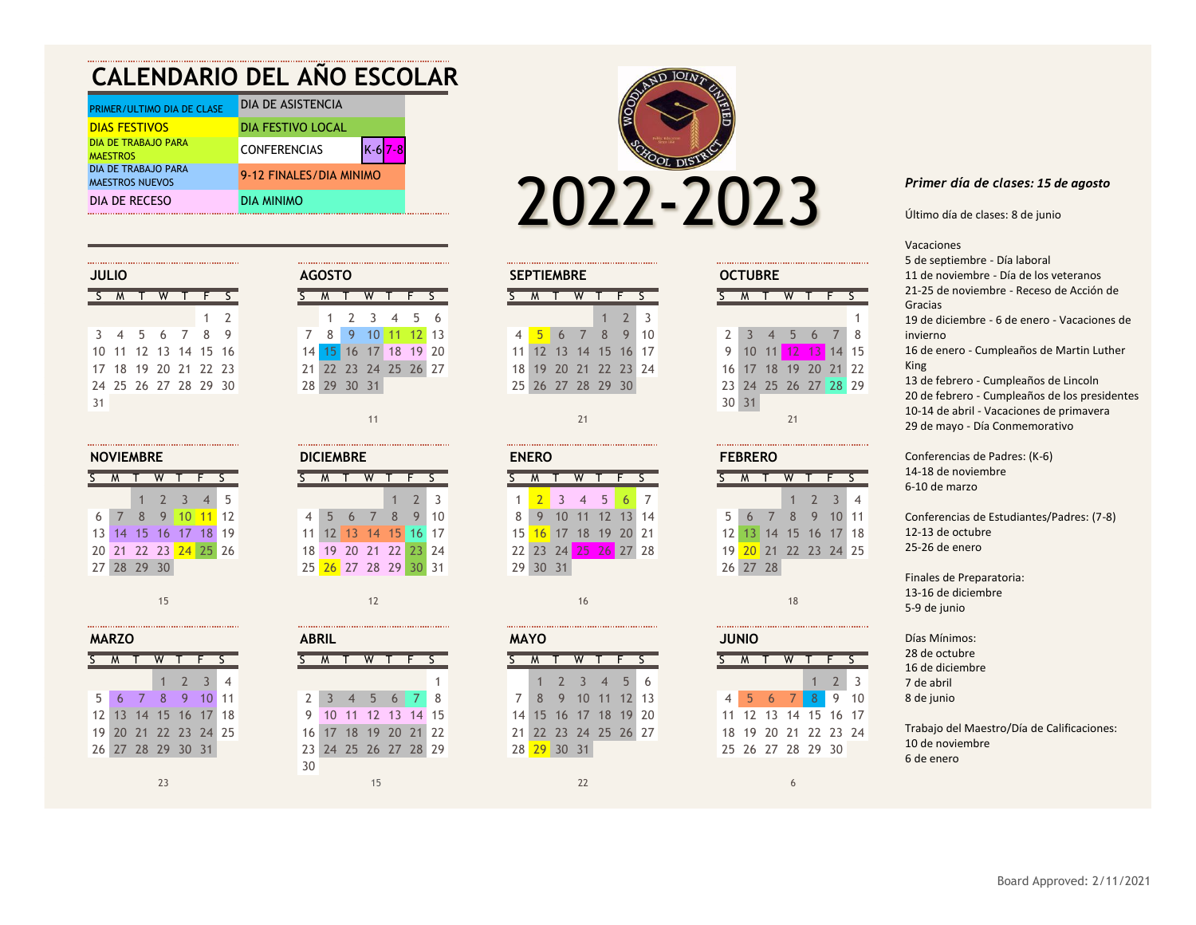# CALENDARIO DEL AÑO ESCOLAR

| | |
|---|---|
| PRIMER/ULTIMO DIA DE CLASE | DIA DE ASISTENCIA |
| DIAS FESTIVOS | DIA FESTIVO LOCAL |
| DIA DE TRABAJO PARA MAESTROS | CONFERENCIAS K-6 7-8 |
| DIA DE TRABAJO PARA MAESTROS NUEVOS | 9-12 FINALES/DIA MINIMO |
| DIA DE RECESO | DIA MINIMO |

WOODLAND JOINT UNIFIED SCHOOL DISTRICT

# 2022-2023

### JULIO

| S | M | T | W | T | F | S |
|---|---|---|---|---|---|---|
| | | | | | 1 | 2 |
| 3 | 4 | 5 | 6 | 7 | 8 | 9 |
| 10 | 11 | 12 | 13 | 14 | 15 | 16 |
| 17 | 18 | 19 | 20 | 21 | 22 | 23 |
| 24 | 25 | 26 | 27 | 28 | 29 | 30 |
| 31 | | | | | | |

### AGOSTO

| S | M | T | W | T | F | S |
|---|---|---|---|---|---|---|
| | 1 | 2 | 3 | 4 | 5 | 6 |
| 7 | 8 | 9 | 10 | 11 | 12 | 13 |
| 14 | 15 | 16 | 17 | 18 | 19 | 20 |
| 21 | 22 | 23 | 24 | 25 | 26 | 27 |
| 28 | 29 | 30 | 31 | | | |

11

### SEPTIEMBRE

| S | M | T | W | T | F | S |
|---|---|---|---|---|---|---|
| | | | | 1 | 2 | 3 |
| 4 | 5 | 6 | 7 | 8 | 9 | 10 |
| 11 | 12 | 13 | 14 | 15 | 16 | 17 |
| 18 | 19 | 20 | 21 | 22 | 23 | 24 |
| 25 | 26 | 27 | 28 | 29 | 30 | |

21

### OCTUBRE

| S | M | T | W | T | F | S |
|---|---|---|---|---|---|---|
| | | | | | | 1 |
| 2 | 3 | 4 | 5 | 6 | 7 | 8 |
| 9 | 10 | 11 | 12 | 13 | 14 | 15 |
| 16 | 17 | 18 | 19 | 20 | 21 | 22 |
| 23 | 24 | 25 | 26 | 27 | 28 | 29 |
| 30 | 31 | | | | | |

21

### NOVIEMBRE

| S | M | T | W | T | F | S |
|---|---|---|---|---|---|---|
| | | 1 | 2 | 3 | 4 | 5 |
| 6 | 7 | 8 | 9 | 10 | 11 | 12 |
| 13 | 14 | 15 | 16 | 17 | 18 | 19 |
| 20 | 21 | 22 | 23 | 24 | 25 | 26 |
| 27 | 28 | 29 | 30 | | | |

15

### DICIEMBRE

| S | M | T | W | T | F | S |
|---|---|---|---|---|---|---|
| | | | | 1 | 2 | 3 |
| 4 | 5 | 6 | 7 | 8 | 9 | 10 |
| 11 | 12 | 13 | 14 | 15 | 16 | 17 |
| 18 | 19 | 20 | 21 | 22 | 23 | 24 |
| 25 | 26 | 27 | 28 | 29 | 30 | 31 |

12

### ENERO

| S | M | T | W | T | F | S |
|---|---|---|---|---|---|---|
| 1 | 2 | 3 | 4 | 5 | 6 | 7 |
| 8 | 9 | 10 | 11 | 12 | 13 | 14 |
| 15 | 16 | 17 | 18 | 19 | 20 | 21 |
| 22 | 23 | 24 | 25 | 26 | 27 | 28 |
| 29 | 30 | 31 | | | | |

16

### FEBRERO

| S | M | T | W | T | F | S |
|---|---|---|---|---|---|---|
| | | | 1 | 2 | 3 | 4 |
| 5 | 6 | 7 | 8 | 9 | 10 | 11 |
| 12 | 13 | 14 | 15 | 16 | 17 | 18 |
| 19 | 20 | 21 | 22 | 23 | 24 | 25 |
| 26 | 27 | 28 | | | | |

18

### MARZO

| S | M | T | W | T | F | S |
|---|---|---|---|---|---|---|
| | | | 1 | 2 | 3 | 4 |
| 5 | 6 | 7 | 8 | 9 | 10 | 11 |
| 12 | 13 | 14 | 15 | 16 | 17 | 18 |
| 19 | 20 | 21 | 22 | 23 | 24 | 25 |
| 26 | 27 | 28 | 29 | 30 | 31 | |

23

### ABRIL

| S | M | T | W | T | F | S |
|---|---|---|---|---|---|---|
| | | | | | | 1 |
| 2 | 3 | 4 | 5 | 6 | 7 | 8 |
| 9 | 10 | 11 | 12 | 13 | 14 | 15 |
| 16 | 17 | 18 | 19 | 20 | 21 | 22 |
| 23 | 24 | 25 | 26 | 27 | 28 | 29 |
| 30 | | | | | | |

15

### MAYO

| S | M | T | W | T | F | S |
|---|---|---|---|---|---|---|
| | 1 | 2 | 3 | 4 | 5 | 6 |
| 7 | 8 | 9 | 10 | 11 | 12 | 13 |
| 14 | 15 | 16 | 17 | 18 | 19 | 20 |
| 21 | 22 | 23 | 24 | 25 | 26 | 27 |
| 28 | 29 | 30 | 31 | | | |

22

### JUNIO

| S | M | T | W | T | F | S |
|---|---|---|---|---|---|---|
| | | | | 1 | 2 | 3 |
| 4 | 5 | 6 | 7 | 8 | 9 | 10 |
| 11 | 12 | 13 | 14 | 15 | 16 | 17 |
| 18 | 19 | 20 | 21 | 22 | 23 | 24 |
| 25 | 26 | 27 | 28 | 29 | 30 | |

6

***Primer día de clases: 15 de agosto***

Último día de clases: 8 de junio

Vacaciones
- 5 de septiembre - Día laboral
- 11 de noviembre - Día de los veteranos
- 21-25 de noviembre - Receso de Acción de Gracias
- 19 de diciembre - 6 de enero - Vacaciones de invierno
- 16 de enero - Cumpleaños de Martin Luther King
- 13 de febrero - Cumpleaños de Lincoln
- 20 de febrero - Cumpleaños de los presidentes
- 10-14 de abril - Vacaciones de primavera
- 29 de mayo - Día Conmemorativo

Conferencias de Padres: (K-6)
- 14-18 de noviembre
- 6-10 de marzo

Conferencias de Estudiantes/Padres: (7-8)
- 12-13 de octubre
- 25-26 de enero

Finales de Preparatoria:
- 13-16 de diciembre
- 5-9 de junio

Días Mínimos:
- 28 de octubre
- 16 de diciembre
- 7 de abril
- 8 de junio

Trabajo del Maestro/Día de Calificaciones:
- 10 de noviembre
- 6 de enero

Board Approved: 2/11/2021